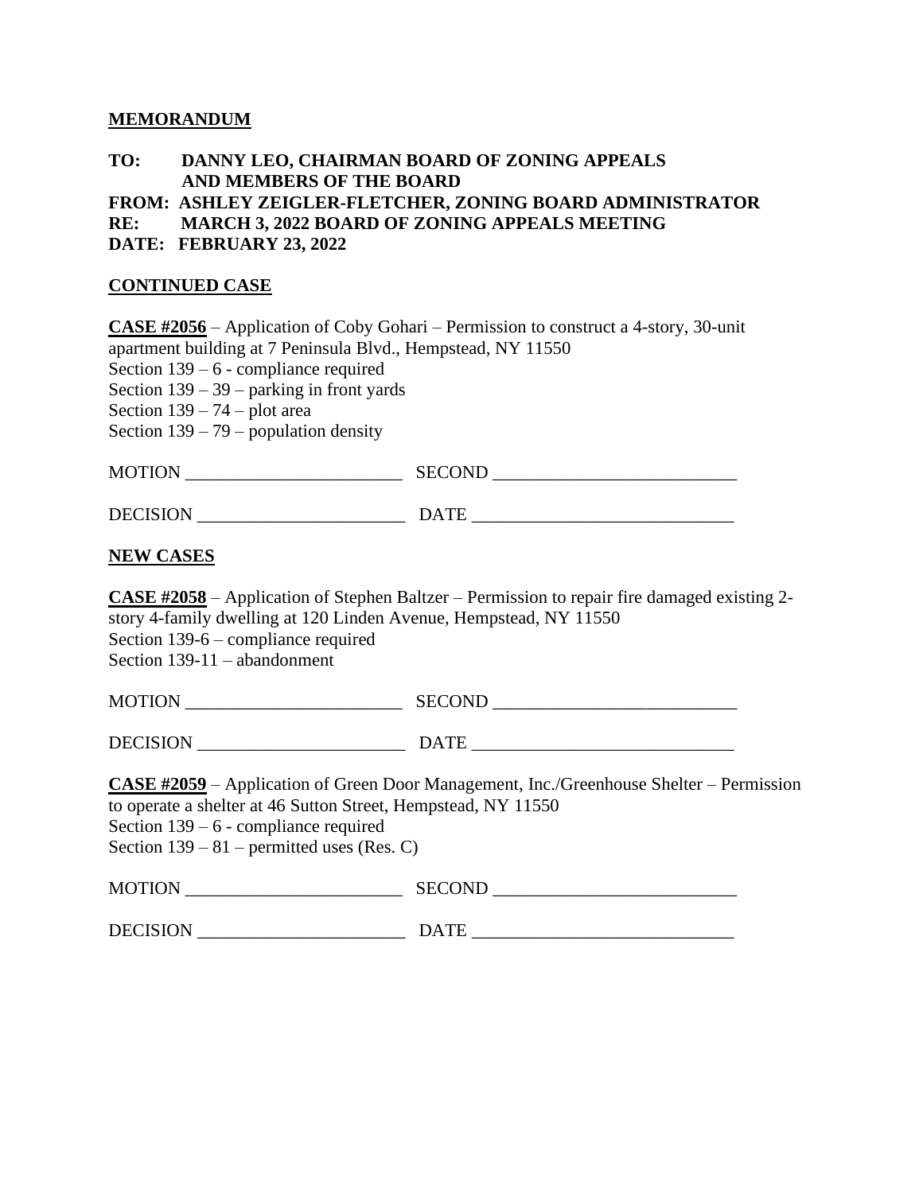# MEMORANDUM

**TO:** **DANNY LEO, CHAIRMAN BOARD OF ZONING APPEALS AND MEMBERS OF THE BOARD**
**FROM:** **ASHLEY ZEIGLER-FLETCHER, ZONING BOARD ADMINISTRATOR**
**RE:** **MARCH 3, 2022 BOARD OF ZONING APPEALS MEETING**
**DATE:** **FEBRUARY 23, 2022**

## CONTINUED CASE

**CASE #2056** – Application of Coby Gohari – Permission to construct a 4-story, 30-unit apartment building at 7 Peninsula Blvd., Hempstead, NY 11550
Section 139 – 6 - compliance required
Section 139 – 39 – parking in front yards
Section 139 – 74 – plot area
Section 139 – 79 – population density

MOTION ________________________ SECOND ___________________________

DECISION _______________________ DATE _____________________________

## NEW CASES

**CASE #2058** – Application of Stephen Baltzer – Permission to repair fire damaged existing 2-story 4-family dwelling at 120 Linden Avenue, Hempstead, NY 11550
Section 139-6 – compliance required
Section 139-11 – abandonment

MOTION ________________________ SECOND ___________________________

DECISION _______________________ DATE _____________________________

**CASE #2059** – Application of Green Door Management, Inc./Greenhouse Shelter – Permission to operate a shelter at 46 Sutton Street, Hempstead, NY 11550
Section 139 – 6 - compliance required
Section 139 – 81 – permitted uses (Res. C)

MOTION ________________________ SECOND ___________________________

DECISION _______________________ DATE _____________________________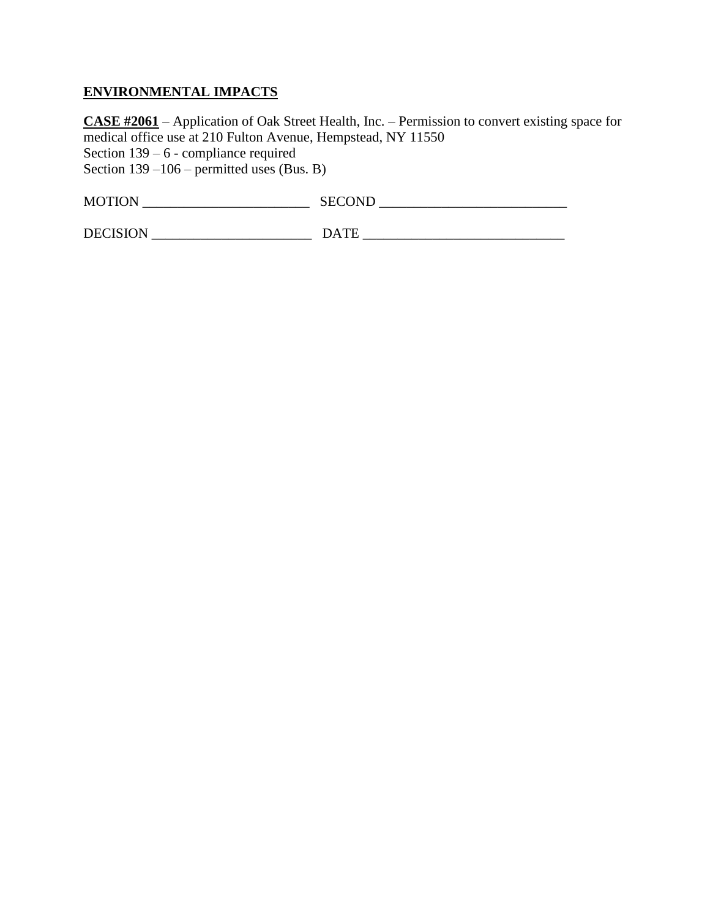**ENVIRONMENTAL IMPACTS**

**CASE #2061** – Application of Oak Street Health, Inc. – Permission to convert existing space for medical office use at 210 Fulton Avenue, Hempstead, NY 11550
Section 139 – 6 - compliance required
Section 139 –106 – permitted uses (Bus. B)

MOTION ________________________ SECOND ___________________________

DECISION _______________________ DATE _____________________________